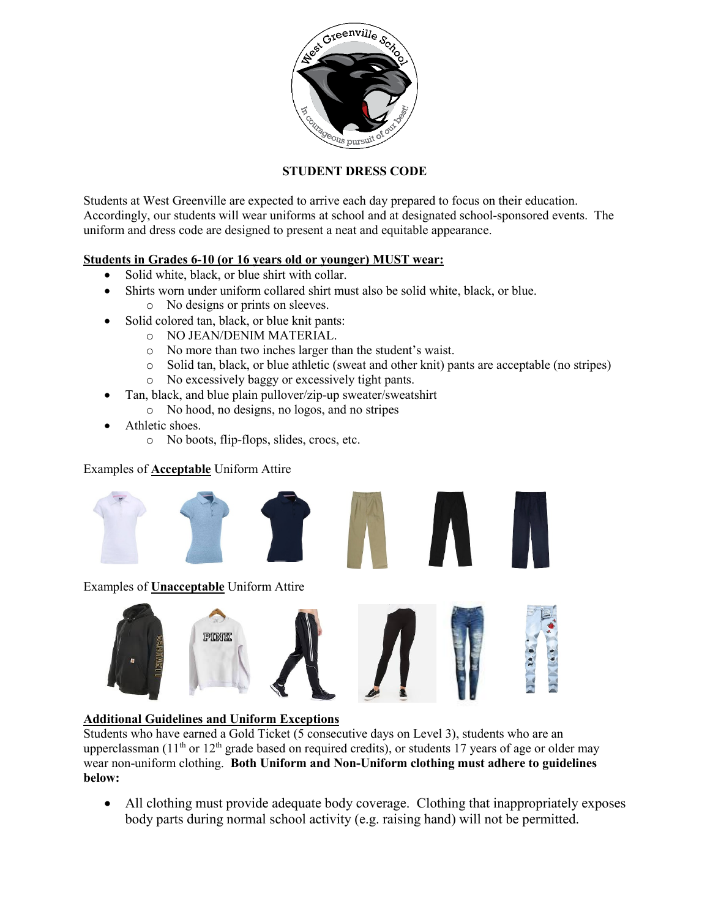**STUDENT DRESS CODE**

Students at West Greenville are expected to arrive each day prepared to focus on their education. Accordingly, our students will wear uniforms at school and at designated school-sponsored events. The uniform and dress code are designed to present a neat and equitable appearance.

**Students in Grades 6-10 (or 16 years old or younger) MUST wear:**

- Solid white, black, or blue shirt with collar.
- Shirts worn under uniform collared shirt must also be solid white, black, or blue.
  - No designs or prints on sleeves.
- Solid colored tan, black, or blue knit pants:
  - NO JEAN/DENIM MATERIAL.
  - No more than two inches larger than the student's waist.
  - Solid tan, black, or blue athletic (sweat and other knit) pants are acceptable (no stripes)
  - No excessively baggy or excessively tight pants.
- Tan, black, and blue plain pullover/zip-up sweater/sweatshirt
  - No hood, no designs, no logos, and no stripes
- Athletic shoes.
  - No boots, flip-flops, slides, crocs, etc.

Examples of **Acceptable** Uniform Attire

Examples of **Unacceptable** Uniform Attire

**Additional Guidelines and Uniform Exceptions**

Students who have earned a Gold Ticket (5 consecutive days on Level 3), students who are an upperclassman (11th or 12th grade based on required credits), or students 17 years of age or older may wear non-uniform clothing. **Both Uniform and Non-Uniform clothing must adhere to guidelines below:**

- All clothing must provide adequate body coverage. Clothing that inappropriately exposes body parts during normal school activity (e.g. raising hand) will not be permitted.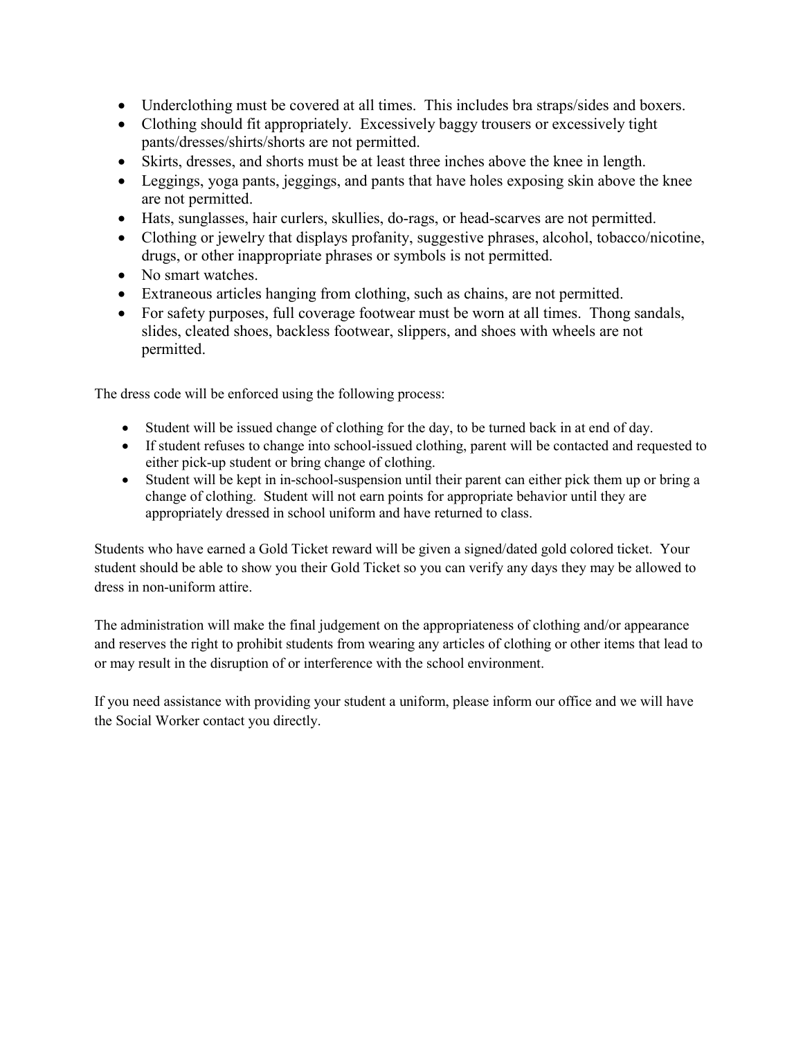- Underclothing must be covered at all times. This includes bra straps/sides and boxers.
- Clothing should fit appropriately. Excessively baggy trousers or excessively tight pants/dresses/shirts/shorts are not permitted.
- Skirts, dresses, and shorts must be at least three inches above the knee in length.
- Leggings, yoga pants, jeggings, and pants that have holes exposing skin above the knee are not permitted.
- Hats, sunglasses, hair curlers, skullies, do-rags, or head-scarves are not permitted.
- Clothing or jewelry that displays profanity, suggestive phrases, alcohol, tobacco/nicotine, drugs, or other inappropriate phrases or symbols is not permitted.
- No smart watches.
- Extraneous articles hanging from clothing, such as chains, are not permitted.
- For safety purposes, full coverage footwear must be worn at all times. Thong sandals, slides, cleated shoes, backless footwear, slippers, and shoes with wheels are not permitted.

The dress code will be enforced using the following process:

- Student will be issued change of clothing for the day, to be turned back in at end of day.
- If student refuses to change into school-issued clothing, parent will be contacted and requested to either pick-up student or bring change of clothing.
- Student will be kept in in-school-suspension until their parent can either pick them up or bring a change of clothing. Student will not earn points for appropriate behavior until they are appropriately dressed in school uniform and have returned to class.

Students who have earned a Gold Ticket reward will be given a signed/dated gold colored ticket. Your student should be able to show you their Gold Ticket so you can verify any days they may be allowed to dress in non-uniform attire.

The administration will make the final judgement on the appropriateness of clothing and/or appearance and reserves the right to prohibit students from wearing any articles of clothing or other items that lead to or may result in the disruption of or interference with the school environment.

If you need assistance with providing your student a uniform, please inform our office and we will have the Social Worker contact you directly.